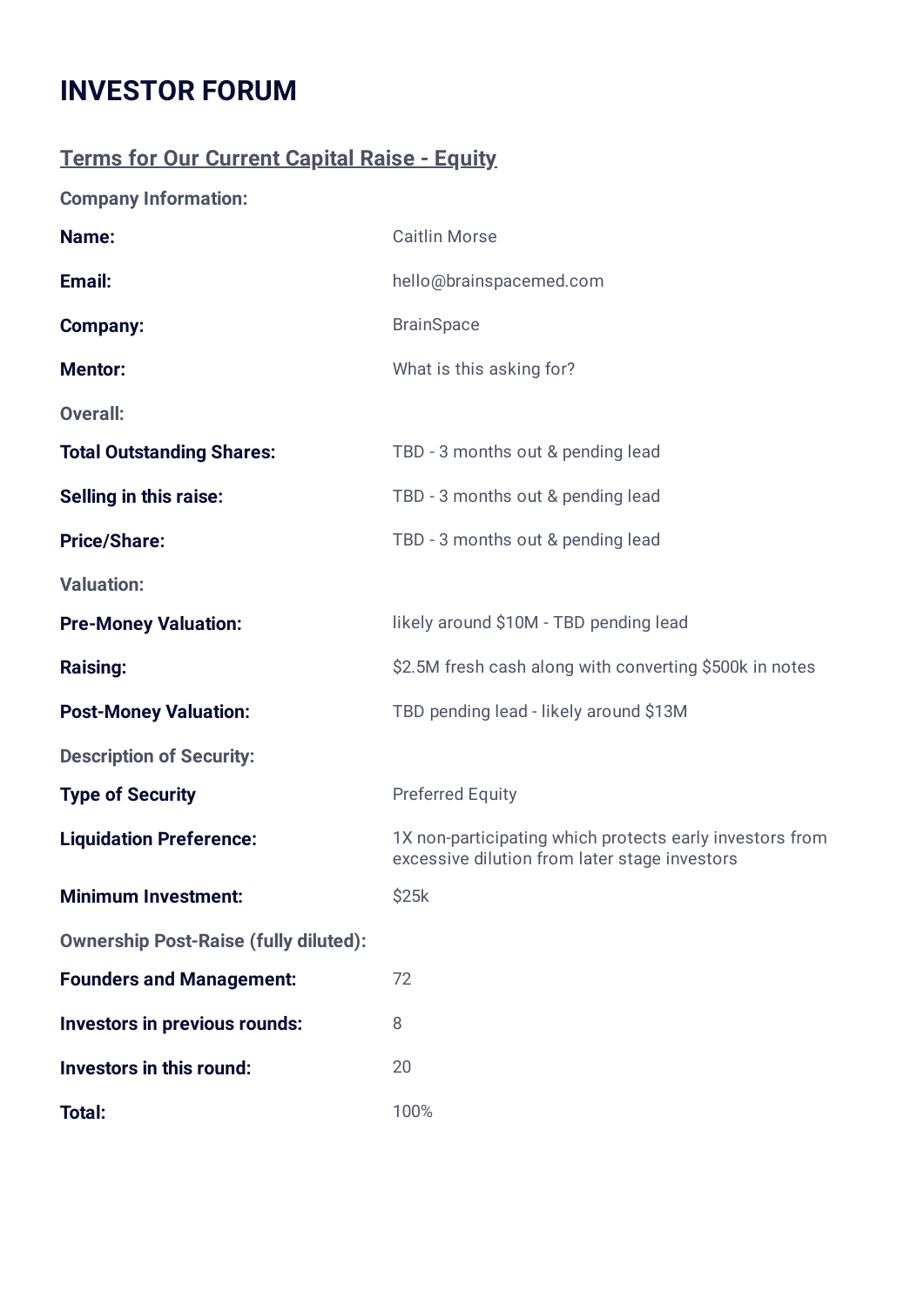# INVESTOR FORUM

## Terms for Our Current Capital Raise - Equity

**Company Information:**

| | |
|---|---|
| **Name:** | Caitlin Morse |
| **Email:** | hello@brainspacemed.com |
| **Company:** | BrainSpace |
| **Mentor:** | What is this asking for? |

**Overall:**

| | |
|---|---|
| **Total Outstanding Shares:** | TBD - 3 months out & pending lead |
| **Selling in this raise:** | TBD - 3 months out & pending lead |
| **Price/Share:** | TBD - 3 months out & pending lead |

**Valuation:**

| | |
|---|---|
| **Pre-Money Valuation:** | likely around $10M - TBD pending lead |
| **Raising:** | $2.5M fresh cash along with converting $500k in notes |
| **Post-Money Valuation:** | TBD pending lead - likely around $13M |

**Description of Security:**

| | |
|---|---|
| **Type of Security** | Preferred Equity |
| **Liquidation Preference:** | 1X non-participating which protects early investors from excessive dilution from later stage investors |
| **Minimum Investment:** | $25k |

**Ownership Post-Raise (fully diluted):**

| | |
|---|---|
| **Founders and Management:** | 72 |
| **Investors in previous rounds:** | 8 |
| **Investors in this round:** | 20 |
| **Total:** | 100% |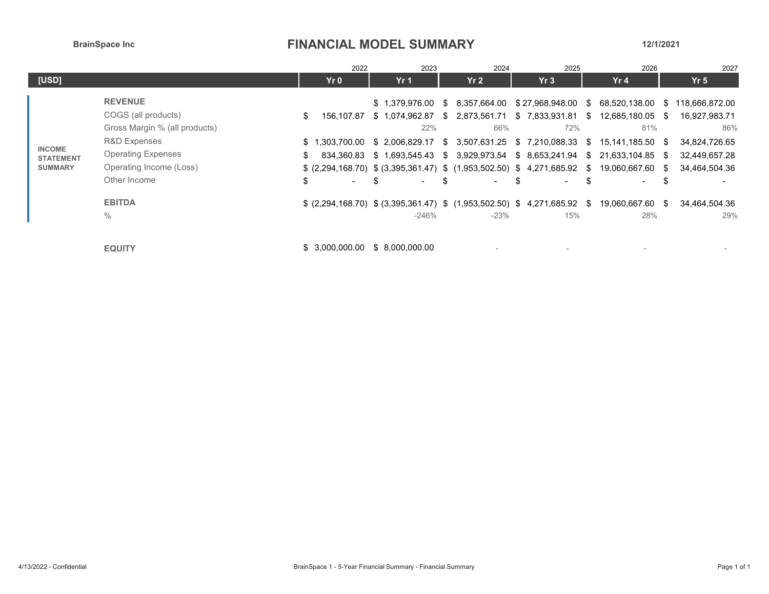**BrainSpace Inc**

# FINANCIAL MODEL SUMMARY

**12/1/2021**

| [USD] | | 2022 Yr 0 | 2023 Yr 1 | 2024 Yr 2 | 2025 Yr 3 | 2026 Yr 4 | 2027 Yr 5 |
|---|---|---|---|---|---|---|---|
| **INCOME STATEMENT SUMMARY** | **REVENUE** | | $ 1,379,976.00 | $ 8,357,664.00 | $ 27,968,948.00 | $ 68,520,138.00 | $ 118,666,872.00 |
| | COGS (all products) | $ 156,107.87 | $ 1,074,962.87 | $ 2,873,561.71 | $ 7,833,931.81 | $ 12,685,180.05 | $ 16,927,983.71 |
| | Gross Margin % (all products) | | 22% | 66% | 72% | 81% | 86% |
| | R&D Expenses | $ 1,303,700.00 | $ 2,006,829.17 | $ 3,507,631.25 | $ 7,210,088.33 | $ 15,141,185.50 | $ 34,824,726.65 |
| | Operating Expenses | $ 834,360.83 | $ 1,693,545.43 | $ 3,929,973.54 | $ 8,653,241.94 | $ 21,633,104.85 | $ 32,449,657.28 |
| | Operating Income (Loss) | $ (2,294,168.70) | $ (3,395,361.47) | $ (1,953,502.50) | $ 4,271,685.92 | $ 19,060,667.60 | $ 34,464,504.36 |
| | Other Income | $ - | $ - | $ - | $ - | $ - | $ - |
| | **EBITDA** | $ (2,294,168.70) | $ (3,395,361.47) | $ (1,953,502.50) | $ 4,271,685.92 | $ 19,060,667.60 | $ 34,464,504.36 |
| | % | | -246% | -23% | 15% | 28% | 29% |
| | **EQUITY** | $ 3,000,000.00 | $ 8,000,000.00 | - | - | - | - |

4/13/2022 - Confidential

BrainSpace 1 - 5-Year Financial Summary - Financial Summary